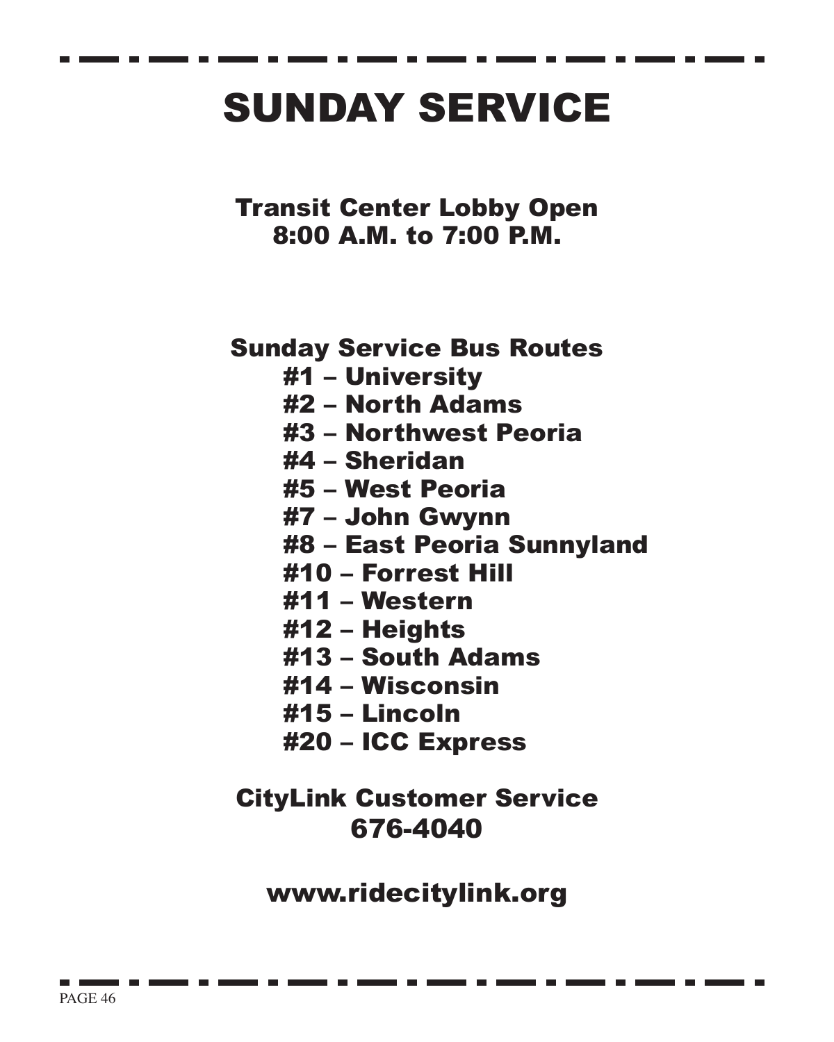# SUNDAY SERVICE

**Transit Center Lobby Open**
**8:00 A.M. to 7:00 P.M.**

**Sunday Service Bus Routes**

- #1 – University
- #2 – North Adams
- #3 – Northwest Peoria
- #4 – Sheridan
- #5 – West Peoria
- #7 – John Gwynn
- #8 – East Peoria Sunnyland
- #10 – Forrest Hill
- #11 – Western
- #12 – Heights
- #13 – South Adams
- #14 – Wisconsin
- #15 – Lincoln
- #20 – ICC Express

**CityLink Customer Service**
**676-4040**

**www.ridecitylink.org**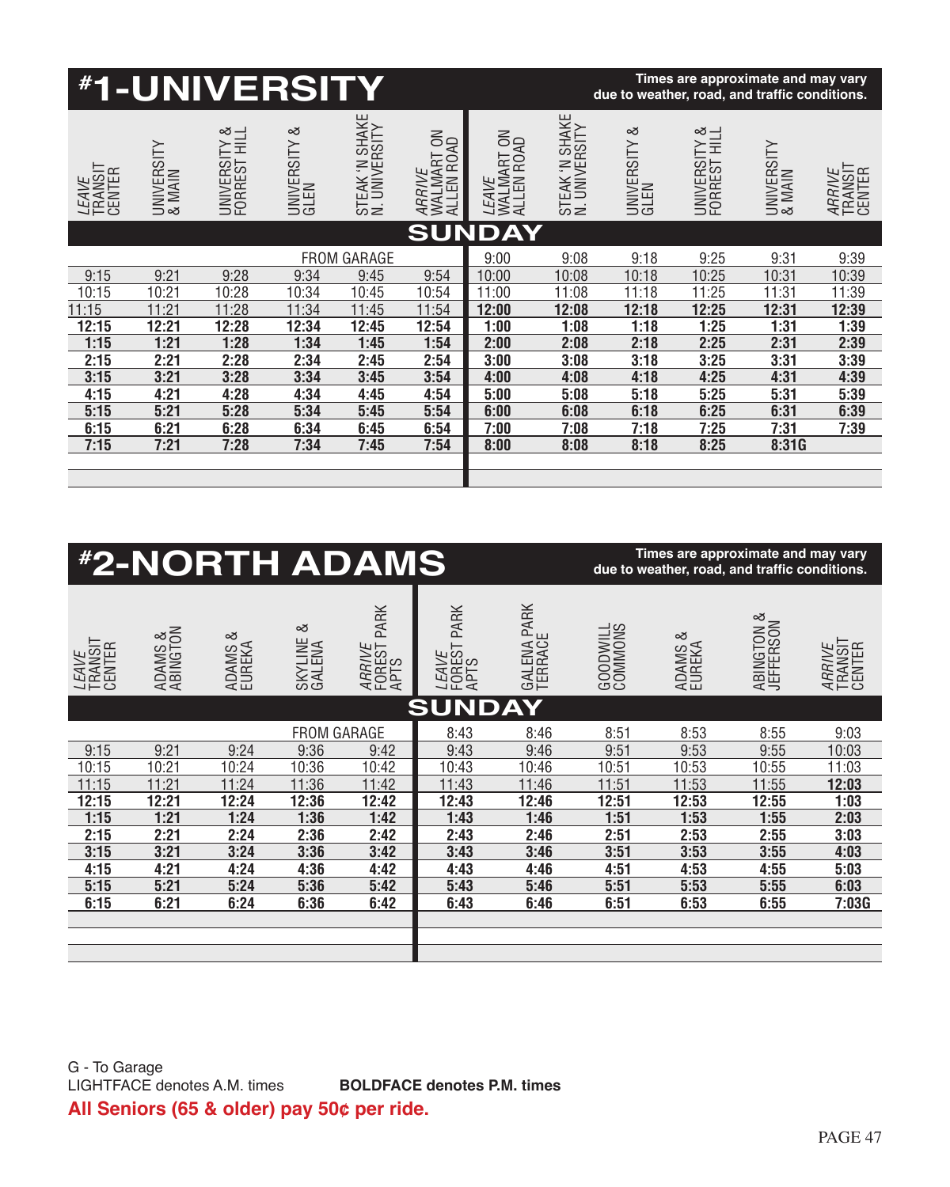# #1-UNIVERSITY

**Times are approximate and may vary due to weather, road, and traffic conditions.**

| *LEAVE* TRANSIT CENTER | UNIVERSITY & MAIN | UNIVERSITY & FORREST HILL | UNIVERSITY & GLEN | STEAK 'N SHAKE N. UNIVERSITY | *ARRIVE* WALMART ON ALLEN ROAD | *LEAVE* WALMART ON ALLEN ROAD | STEAK 'N SHAKE N. UNIVERSITY | UNIVERSITY & GLEN | UNIVERSITY & FORREST HILL | UNIVERSITY & MAIN | *ARRIVE* TRANSIT CENTER |
|---|---|---|---|---|---|---|---|---|---|---|---|
| **SUNDAY** | | | | | | | | | | | |
| | | | FROM GARAGE | | | 9:00 | 9:08 | 9:18 | 9:25 | 9:31 | 9:39 |
| 9:15 | 9:21 | 9:28 | 9:34 | 9:45 | 9:54 | 10:00 | 10:08 | 10:18 | 10:25 | 10:31 | 10:39 |
| 10:15 | 10:21 | 10:28 | 10:34 | 10:45 | 10:54 | 11:00 | 11:08 | 11:18 | 11:25 | 11:31 | 11:39 |
| 11:15 | 11:21 | 11:28 | 11:34 | 11:45 | 11:54 | **12:00** | **12:08** | **12:18** | **12:25** | **12:31** | **12:39** |
| **12:15** | **12:21** | **12:28** | **12:34** | **12:45** | **12:54** | **1:00** | **1:08** | **1:18** | **1:25** | **1:31** | **1:39** |
| **1:15** | **1:21** | **1:28** | **1:34** | **1:45** | **1:54** | **2:00** | **2:08** | **2:18** | **2:25** | **2:31** | **2:39** |
| **2:15** | **2:21** | **2:28** | **2:34** | **2:45** | **2:54** | **3:00** | **3:08** | **3:18** | **3:25** | **3:31** | **3:39** |
| **3:15** | **3:21** | **3:28** | **3:34** | **3:45** | **3:54** | **4:00** | **4:08** | **4:18** | **4:25** | **4:31** | **4:39** |
| **4:15** | **4:21** | **4:28** | **4:34** | **4:45** | **4:54** | **5:00** | **5:08** | **5:18** | **5:25** | **5:31** | **5:39** |
| **5:15** | **5:21** | **5:28** | **5:34** | **5:45** | **5:54** | **6:00** | **6:08** | **6:18** | **6:25** | **6:31** | **6:39** |
| **6:15** | **6:21** | **6:28** | **6:34** | **6:45** | **6:54** | **7:00** | **7:08** | **7:18** | **7:25** | **7:31** | **7:39** |
| **7:15** | **7:21** | **7:28** | **7:34** | **7:45** | **7:54** | **8:00** | **8:08** | **8:18** | **8:25** | **8:31G** | |

# #2-NORTH ADAMS

**Times are approximate and may vary due to weather, road, and traffic conditions.**

| *LEAVE* TRANSIT CENTER | ADAMS & ABINGTON | ADAMS & EUREKA | SKYLINE & GALENA | *ARRIVE* FOREST PARK APTS | *LEAVE* FOREST PARK APTS | GALENA PARK TERRACE | GOODWILL COMMONS | ADAMS & EUREKA | ABINGTON & JEFFERSON | *ARRIVE* TRANSIT CENTER |
|---|---|---|---|---|---|---|---|---|---|---|
| **SUNDAY** | | | | | | | | | | |
| | | | FROM GARAGE | | 8:43 | 8:46 | 8:51 | 8:53 | 8:55 | 9:03 |
| 9:15 | 9:21 | 9:24 | 9:36 | 9:42 | 9:43 | 9:46 | 9:51 | 9:53 | 9:55 | 10:03 |
| 10:15 | 10:21 | 10:24 | 10:36 | 10:42 | 10:43 | 10:46 | 10:51 | 10:53 | 10:55 | 11:03 |
| 11:15 | 11:21 | 11:24 | 11:36 | 11:42 | 11:43 | 11:46 | 11:51 | 11:53 | 11:55 | **12:03** |
| **12:15** | **12:21** | **12:24** | **12:36** | **12:42** | **12:43** | **12:46** | **12:51** | **12:53** | **12:55** | **1:03** |
| **1:15** | **1:21** | **1:24** | **1:36** | **1:42** | **1:43** | **1:46** | **1:51** | **1:53** | **1:55** | **2:03** |
| **2:15** | **2:21** | **2:24** | **2:36** | **2:42** | **2:43** | **2:46** | **2:51** | **2:53** | **2:55** | **3:03** |
| **3:15** | **3:21** | **3:24** | **3:36** | **3:42** | **3:43** | **3:46** | **3:51** | **3:53** | **3:55** | **4:03** |
| **4:15** | **4:21** | **4:24** | **4:36** | **4:42** | **4:43** | **4:46** | **4:51** | **4:53** | **4:55** | **5:03** |
| **5:15** | **5:21** | **5:24** | **5:36** | **5:42** | **5:43** | **5:46** | **5:51** | **5:53** | **5:55** | **6:03** |
| **6:15** | **6:21** | **6:24** | **6:36** | **6:42** | **6:43** | **6:46** | **6:51** | **6:53** | **6:55** | **7:03G** |

G - To Garage

LIGHTFACE denotes A.M. times **BOLDFACE denotes P.M. times**

**All Seniors (65 & older) pay 50¢ per ride.**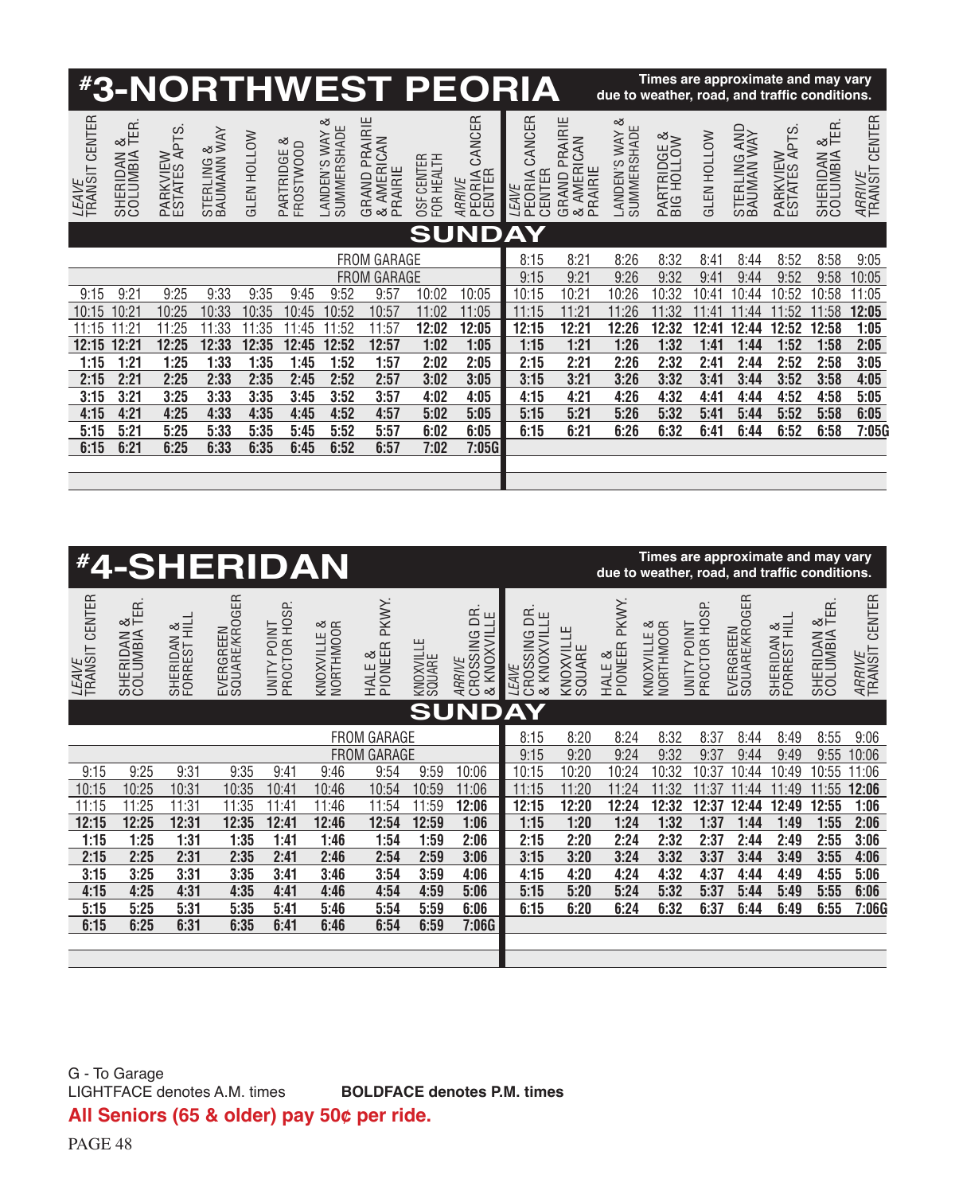# #3-NORTHWEST PEORIA

**Times are approximate and may vary due to weather, road, and traffic conditions.**

| *LEAVE* TRANSIT CENTER | SHERIDAN & COLUMBIA TER. | PARKVIEW ESTATES APTS. | STERLING & BAUMANN WAY | GLEN HOLLOW | PARTRIDGE & FROSTWOOD | LANDEN'S WAY & SUMMERSHADE | GRAND PRAIRIE & AMERICAN PRAIRIE | OSF CENTER FOR HEALTH | *ARRIVE* PEORIA CANCER CENTER | *LEAVE* PEORIA CANCER CENTER | GRAND PRAIRIE & AMERICAN PRAIRIE | LANDEN'S WAY & SUMMERSHADE | PARTRIDGE & BIG HOLLOW | GLEN HOLLOW | STERLING AND BAUMAN WAY | PARKVIEW ESTATES APTS. | SHERIDAN & COLUMBIA TER. | *ARRIVE* TRANSIT CENTER |
|---|---|---|---|---|---|---|---|---|---|---|---|---|---|---|---|---|---|---|
| **SUNDAY** | | | | | | | | | | | | | | | | | | |
| | | | | | | | FROM GARAGE | | | 8:15 | 8:21 | 8:26 | 8:32 | 8:41 | 8:44 | 8:52 | 8:58 | 9:05 |
| | | | | | | | FROM GARAGE | | | 9:15 | 9:21 | 9:26 | 9:32 | 9:41 | 9:44 | 9:52 | 9:58 | 10:05 |
| 9:15 | 9:21 | 9:25 | 9:33 | 9:35 | 9:45 | 9:52 | 9:57 | 10:02 | 10:05 | 10:15 | 10:21 | 10:26 | 10:32 | 10:41 | 10:44 | 10:52 | 10:58 | 11:05 |
| 10:15 | 10:21 | 10:25 | 10:33 | 10:35 | 10:45 | 10:52 | 10:57 | 11:02 | 11:05 | 11:15 | 11:21 | 11:26 | 11:32 | 11:41 | 11:44 | 11:52 | 11:58 | **12:05** |
| 11:15 | 11:21 | 11:25 | 11:33 | 11:35 | 11:45 | 11:52 | 11:57 | **12:02** | **12:05** | **12:15** | **12:21** | **12:26** | **12:32** | **12:41** | **12:44** | **12:52** | **12:58** | **1:05** |
| **12:15** | **12:21** | **12:25** | **12:33** | **12:35** | **12:45** | **12:52** | **12:57** | **1:02** | **1:05** | **1:15** | **1:21** | **1:26** | **1:32** | **1:41** | **1:44** | **1:52** | **1:58** | **2:05** |
| **1:15** | **1:21** | **1:25** | **1:33** | **1:35** | **1:45** | **1:52** | **1:57** | **2:02** | **2:05** | **2:15** | **2:21** | **2:26** | **2:32** | **2:41** | **2:44** | **2:52** | **2:58** | **3:05** |
| **2:15** | **2:21** | **2:25** | **2:33** | **2:35** | **2:45** | **2:52** | **2:57** | **3:02** | **3:05** | **3:15** | **3:21** | **3:26** | **3:32** | **3:41** | **3:44** | **3:52** | **3:58** | **4:05** |
| **3:15** | **3:21** | **3:25** | **3:33** | **3:35** | **3:45** | **3:52** | **3:57** | **4:02** | **4:05** | **4:15** | **4:21** | **4:26** | **4:32** | **4:41** | **4:44** | **4:52** | **4:58** | **5:05** |
| **4:15** | **4:21** | **4:25** | **4:33** | **4:35** | **4:45** | **4:52** | **4:57** | **5:02** | **5:05** | **5:15** | **5:21** | **5:26** | **5:32** | **5:41** | **5:44** | **5:52** | **5:58** | **6:05** |
| **5:15** | **5:21** | **5:25** | **5:33** | **5:35** | **5:45** | **5:52** | **5:57** | **6:02** | **6:05** | **6:15** | **6:21** | **6:26** | **6:32** | **6:41** | **6:44** | **6:52** | **6:58** | **7:05G** |
| **6:15** | **6:21** | **6:25** | **6:33** | **6:35** | **6:45** | **6:52** | **6:57** | **7:02** | **7:05G** | | | | | | | | | |

# #4-SHERIDAN

**Times are approximate and may vary due to weather, road, and traffic conditions.**

| *LEAVE* TRANSIT CENTER | SHERIDAN & COLUMBIA TER. | SHERIDAN & FORREST HILL | EVERGREEN SQUARE/KROGER | UNITY POINT PROCTOR HOSP. | KNOXVILLE & NORTHMOOR | HALE & PIONEER PKWY. | KNOXVILLE SQUARE | *ARRIVE* CROSSING DR. & KNOXVILLE | *LEAVE* CROSSING DR. & KNOXVILLE | KNOXVILLE SQUARE | HALE & PIONEER PKWY. | KNOXVILLE & NORTHMOOR | UNITY POINT PROCTOR HOSP. | EVERGREEN SQUARE/KROGER | SHERIDAN & FORREST HILL | SHERIDAN & COLUMBIA TER. | *ARRIVE* TRANSIT CENTER |
|---|---|---|---|---|---|---|---|---|---|---|---|---|---|---|---|---|---|
| **SUNDAY** | | | | | | | | | | | | | | | | | |
| | | | | | | FROM GARAGE | | | 8:15 | 8:20 | 8:24 | 8:32 | 8:37 | 8:44 | 8:49 | 8:55 | 9:06 |
| | | | | | | FROM GARAGE | | | 9:15 | 9:20 | 9:24 | 9:32 | 9:37 | 9:44 | 9:49 | 9:55 | 10:06 |
| 9:15 | 9:25 | 9:31 | 9:35 | 9:41 | 9:46 | 9:54 | 9:59 | 10:06 | 10:15 | 10:20 | 10:24 | 10:32 | 10:37 | 10:44 | 10:49 | 10:55 | 11:06 |
| 10:15 | 10:25 | 10:31 | 10:35 | 10:41 | 10:46 | 10:54 | 10:59 | 11:06 | 11:15 | 11:20 | 11:24 | 11:32 | 11:37 | 11:44 | 11:49 | 11:55 | **12:06** |
| 11:15 | 11:25 | 11:31 | 11:35 | 11:41 | 11:46 | 11:54 | 11:59 | **12:06** | **12:15** | **12:20** | **12:24** | **12:32** | **12:37** | **12:44** | **12:49** | **12:55** | **1:06** |
| **12:15** | **12:25** | **12:31** | **12:35** | **12:41** | **12:46** | **12:54** | **12:59** | **1:06** | **1:15** | **1:20** | **1:24** | **1:32** | **1:37** | **1:44** | **1:49** | **1:55** | **2:06** |
| **1:15** | **1:25** | **1:31** | **1:35** | **1:41** | **1:46** | **1:54** | **1:59** | **2:06** | **2:15** | **2:20** | **2:24** | **2:32** | **2:37** | **2:44** | **2:49** | **2:55** | **3:06** |
| **2:15** | **2:25** | **2:31** | **2:35** | **2:41** | **2:46** | **2:54** | **2:59** | **3:06** | **3:15** | **3:20** | **3:24** | **3:32** | **3:37** | **3:44** | **3:49** | **3:55** | **4:06** |
| **3:15** | **3:25** | **3:31** | **3:35** | **3:41** | **3:46** | **3:54** | **3:59** | **4:06** | **4:15** | **4:20** | **4:24** | **4:32** | **4:37** | **4:44** | **4:49** | **4:55** | **5:06** |
| **4:15** | **4:25** | **4:31** | **4:35** | **4:41** | **4:46** | **4:54** | **4:59** | **5:06** | **5:15** | **5:20** | **5:24** | **5:32** | **5:37** | **5:44** | **5:49** | **5:55** | **6:06** |
| **5:15** | **5:25** | **5:31** | **5:35** | **5:41** | **5:46** | **5:54** | **5:59** | **6:06** | **6:15** | **6:20** | **6:24** | **6:32** | **6:37** | **6:44** | **6:49** | **6:55** | **7:06G** |
| **6:15** | **6:25** | **6:31** | **6:35** | **6:41** | **6:46** | **6:54** | **6:59** | **7:06G** | | | | | | | | | |

G - To Garage

LIGHTFACE denotes A.M. times **BOLDFACE denotes P.M. times**

**All Seniors (65 & older) pay 50¢ per ride.**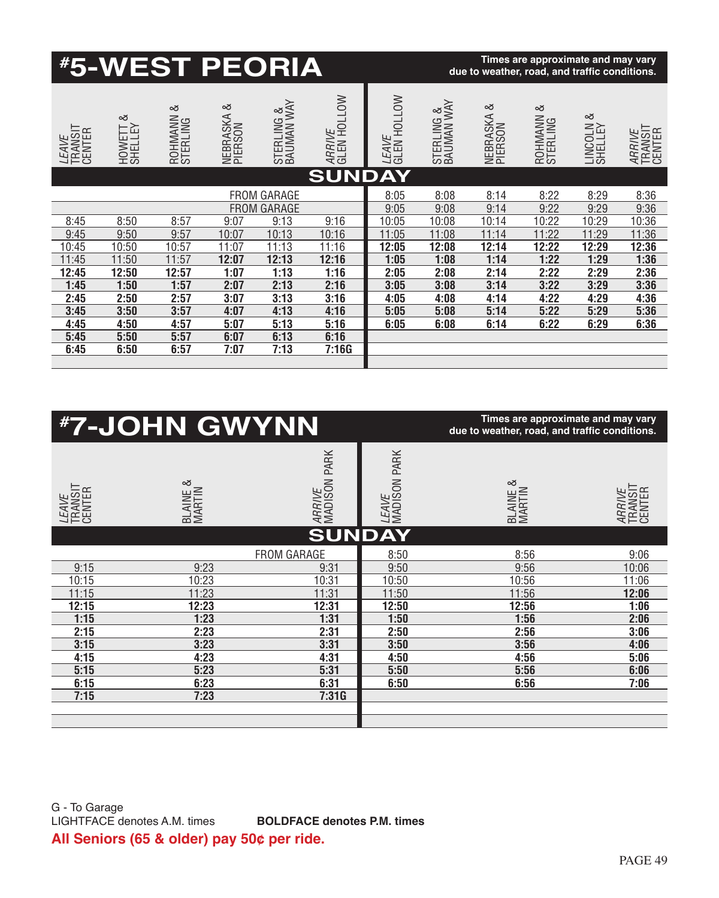# #5-WEST PEORIA

Times are approximate and may vary due to weather, road, and traffic conditions.

| *LEAVE* TRANSIT CENTER | HOWETT & SHELLEY | ROHMANN & STERLING | NEBRASKA & PIERSON | STERLING & BAUMAN WAY | *ARRIVE* GLEN HOLLOW | *LEAVE* GLEN HOLLOW | STERLING & BAUMAN WAY | NEBRASKA & PIERSON | ROHMANN & STERLING | LINCOLN & SHELLEY | *ARRIVE* TRANSIT CENTER |
|---|---|---|---|---|---|---|---|---|---|---|---|
| **SUNDAY** | | | | | | | | | | | |
| | | | FROM GARAGE | | | 8:05 | 8:08 | 8:14 | 8:22 | 8:29 | 8:36 |
| | | | FROM GARAGE | | | 9:05 | 9:08 | 9:14 | 9:22 | 9:29 | 9:36 |
| 8:45 | 8:50 | 8:57 | 9:07 | 9:13 | 9:16 | 10:05 | 10:08 | 10:14 | 10:22 | 10:29 | 10:36 |
| 9:45 | 9:50 | 9:57 | 10:07 | 10:13 | 10:16 | 11:05 | 11:08 | 11:14 | 11:22 | 11:29 | 11:36 |
| 10:45 | 10:50 | 10:57 | 11:07 | 11:13 | 11:16 | **12:05** | **12:08** | **12:14** | **12:22** | **12:29** | **12:36** |
| 11:45 | 11:50 | 11:57 | **12:07** | **12:13** | **12:16** | **1:05** | **1:08** | **1:14** | **1:22** | **1:29** | **1:36** |
| **12:45** | **12:50** | **12:57** | **1:07** | **1:13** | **1:16** | **2:05** | **2:08** | **2:14** | **2:22** | **2:29** | **2:36** |
| **1:45** | **1:50** | **1:57** | **2:07** | **2:13** | **2:16** | **3:05** | **3:08** | **3:14** | **3:22** | **3:29** | **3:36** |
| **2:45** | **2:50** | **2:57** | **3:07** | **3:13** | **3:16** | **4:05** | **4:08** | **4:14** | **4:22** | **4:29** | **4:36** |
| **3:45** | **3:50** | **3:57** | **4:07** | **4:13** | **4:16** | **5:05** | **5:08** | **5:14** | **5:22** | **5:29** | **5:36** |
| **4:45** | **4:50** | **4:57** | **5:07** | **5:13** | **5:16** | **6:05** | **6:08** | **6:14** | **6:22** | **6:29** | **6:36** |
| **5:45** | **5:50** | **5:57** | **6:07** | **6:13** | **6:16** | | | | | | |
| **6:45** | **6:50** | **6:57** | **7:07** | **7:13** | **7:16G** | | | | | | |

# #7-JOHN GWYNN

Times are approximate and may vary due to weather, road, and traffic conditions.

| *LEAVE* TRANSIT CENTER | BLAINE & MARTIN | *ARRIVE* MADISON PARK | *LEAVE* MADISON PARK | BLAINE & MARTIN | *ARRIVE* TRANSIT CENTER |
|---|---|---|---|---|---|
| **SUNDAY** | | | | | |
| | | FROM GARAGE | 8:50 | 8:56 | 9:06 |
| 9:15 | 9:23 | 9:31 | 9:50 | 9:56 | 10:06 |
| 10:15 | 10:23 | 10:31 | 10:50 | 10:56 | 11:06 |
| 11:15 | 11:23 | 11:31 | 11:50 | 11:56 | **12:06** |
| **12:15** | **12:23** | **12:31** | **12:50** | **12:56** | **1:06** |
| **1:15** | **1:23** | **1:31** | **1:50** | **1:56** | **2:06** |
| **2:15** | **2:23** | **2:31** | **2:50** | **2:56** | **3:06** |
| **3:15** | **3:23** | **3:31** | **3:50** | **3:56** | **4:06** |
| **4:15** | **4:23** | **4:31** | **4:50** | **4:56** | **5:06** |
| **5:15** | **5:23** | **5:31** | **5:50** | **5:56** | **6:06** |
| **6:15** | **6:23** | **6:31** | **6:50** | **6:56** | **7:06** |
| **7:15** | **7:23** | **7:31G** | | | |

G - To Garage

LIGHTFACE denotes A.M. times **BOLDFACE denotes P.M. times**

**All Seniors (65 & older) pay 50¢ per ride.**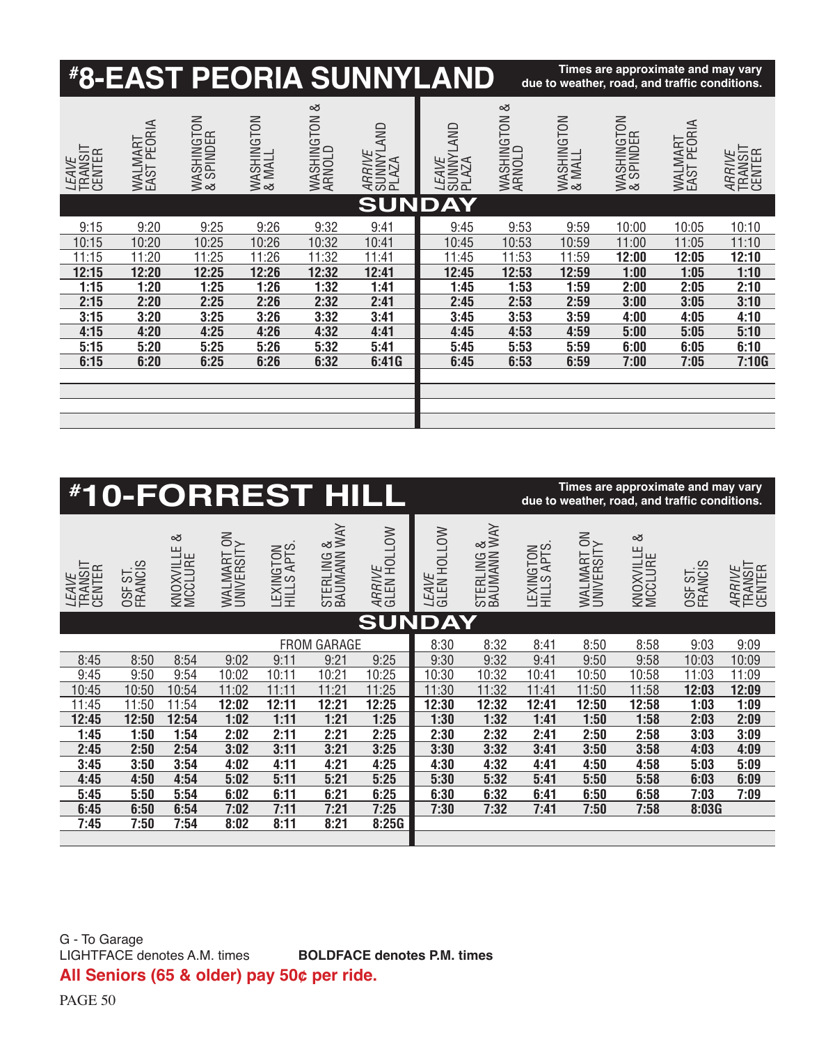# #8-EAST PEORIA SUNNYLAND

**Times are approximate and may vary due to weather, road, and traffic conditions.**

| *LEAVE* TRANSIT CENTER | WALMART EAST PEORIA | WASHINGTON & SPINDER | WASHINGTON & MALL | WASHINGTON & ARNOLD | *ARRIVE* SUNNYLAND PLAZA | *LEAVE* SUNNYLAND PLAZA | WASHINGTON & ARNOLD | WASHINGTON & MALL | WASHINGTON & SPINDER | WALMART EAST PEORIA | *ARRIVE* TRANSIT CENTER |
|---|---|---|---|---|---|---|---|---|---|---|---|
| **SUNDAY** | | | | | | | | | | | |
| 9:15 | 9:20 | 9:25 | 9:26 | 9:32 | 9:41 | 9:45 | 9:53 | 9:59 | 10:00 | 10:05 | 10:10 |
| 10:15 | 10:20 | 10:25 | 10:26 | 10:32 | 10:41 | 10:45 | 10:53 | 10:59 | 11:00 | 11:05 | 11:10 |
| 11:15 | 11:20 | 11:25 | 11:26 | 11:32 | 11:41 | 11:45 | 11:53 | 11:59 | **12:00** | **12:05** | **12:10** |
| **12:15** | **12:20** | **12:25** | **12:26** | **12:32** | **12:41** | **12:45** | **12:53** | **12:59** | **1:00** | **1:05** | **1:10** |
| **1:15** | **1:20** | **1:25** | **1:26** | **1:32** | **1:41** | **1:45** | **1:53** | **1:59** | **2:00** | **2:05** | **2:10** |
| **2:15** | **2:20** | **2:25** | **2:26** | **2:32** | **2:41** | **2:45** | **2:53** | **2:59** | **3:00** | **3:05** | **3:10** |
| **3:15** | **3:20** | **3:25** | **3:26** | **3:32** | **3:41** | **3:45** | **3:53** | **3:59** | **4:00** | **4:05** | **4:10** |
| **4:15** | **4:20** | **4:25** | **4:26** | **4:32** | **4:41** | **4:45** | **4:53** | **4:59** | **5:00** | **5:05** | **5:10** |
| **5:15** | **5:20** | **5:25** | **5:26** | **5:32** | **5:41** | **5:45** | **5:53** | **5:59** | **6:00** | **6:05** | **6:10** |
| **6:15** | **6:20** | **6:25** | **6:26** | **6:32** | **6:41G** | **6:45** | **6:53** | **6:59** | **7:00** | **7:05** | **7:10G** |

# #10-FORREST HILL

**Times are approximate and may vary due to weather, road, and traffic conditions.**

| *LEAVE* TRANSIT CENTER | OSF ST. FRANCIS | KNOXVILLE & MCCLURE | WALMART ON UNIVERSITY | LEXINGTON HILLS APTS. | STERLING & BAUMANN WAY | *ARRIVE* GLEN HOLLOW | *LEAVE* GLEN HOLLOW | STERLING & BAUMANN WAY | LEXINGTON HILLS APTS. | WALMART ON UNIVERSITY | KNOXVILLE & MCCLURE | OSF ST. FRANCIS | *ARRIVE* TRANSIT CENTER |
|---|---|---|---|---|---|---|---|---|---|---|---|---|---|
| **SUNDAY** | | | | | | | | | | | | | |
| | | | | | FROM GARAGE | | 8:30 | 8:32 | 8:41 | 8:50 | 8:58 | 9:03 | 9:09 |
| 8:45 | 8:50 | 8:54 | 9:02 | 9:11 | 9:21 | 9:25 | 9:30 | 9:32 | 9:41 | 9:50 | 9:58 | 10:03 | 10:09 |
| 9:45 | 9:50 | 9:54 | 10:02 | 10:11 | 10:21 | 10:25 | 10:30 | 10:32 | 10:41 | 10:50 | 10:58 | 11:03 | 11:09 |
| 10:45 | 10:50 | 10:54 | 11:02 | 11:11 | 11:21 | 11:25 | 11:30 | 11:32 | 11:41 | 11:50 | 11:58 | **12:03** | **12:09** |
| 11:45 | 11:50 | 11:54 | **12:02** | **12:11** | **12:21** | **12:25** | **12:30** | **12:32** | **12:41** | **12:50** | **12:58** | **1:03** | **1:09** |
| **12:45** | **12:50** | **12:54** | **1:02** | **1:11** | **1:21** | **1:25** | **1:30** | **1:32** | **1:41** | **1:50** | **1:58** | **2:03** | **2:09** |
| **1:45** | **1:50** | **1:54** | **2:02** | **2:11** | **2:21** | **2:25** | **2:30** | **2:32** | **2:41** | **2:50** | **2:58** | **3:03** | **3:09** |
| **2:45** | **2:50** | **2:54** | **3:02** | **3:11** | **3:21** | **3:25** | **3:30** | **3:32** | **3:41** | **3:50** | **3:58** | **4:03** | **4:09** |
| **3:45** | **3:50** | **3:54** | **4:02** | **4:11** | **4:21** | **4:25** | **4:30** | **4:32** | **4:41** | **4:50** | **4:58** | **5:03** | **5:09** |
| **4:45** | **4:50** | **4:54** | **5:02** | **5:11** | **5:21** | **5:25** | **5:30** | **5:32** | **5:41** | **5:50** | **5:58** | **6:03** | **6:09** |
| **5:45** | **5:50** | **5:54** | **6:02** | **6:11** | **6:21** | **6:25** | **6:30** | **6:32** | **6:41** | **6:50** | **6:58** | **7:03** | **7:09** |
| **6:45** | **6:50** | **6:54** | **7:02** | **7:11** | **7:21** | **7:25** | **7:30** | **7:32** | **7:41** | **7:50** | **7:58** | **8:03G** | |
| **7:45** | **7:50** | **7:54** | **8:02** | **8:11** | **8:21** | **8:25G** | | | | | | | |

G - To Garage

LIGHTFACE denotes A.M. times **BOLDFACE denotes P.M. times**

**All Seniors (65 & older) pay 50¢ per ride.**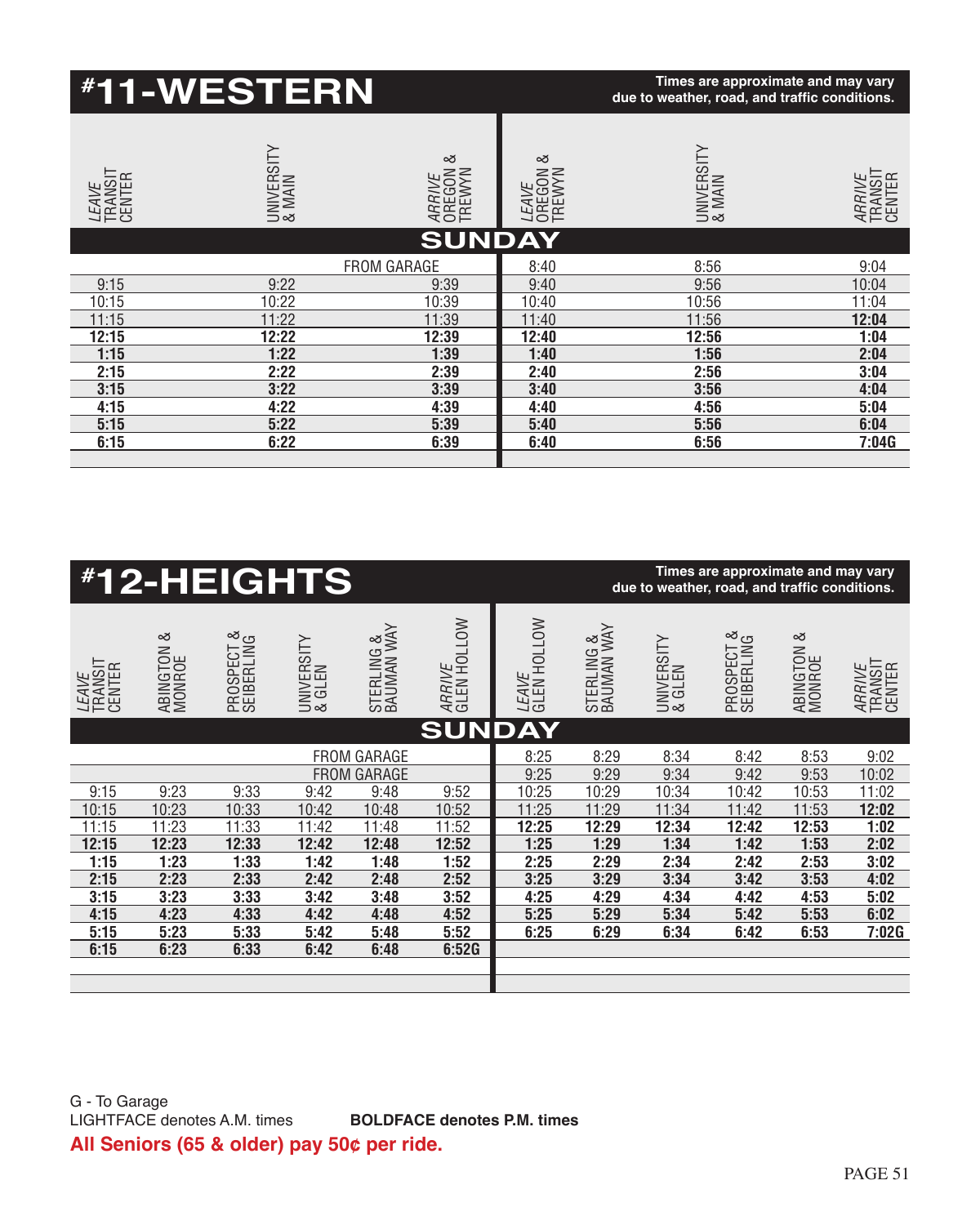# #11-WESTERN

Times are approximate and may vary due to weather, road, and traffic conditions.

| *LEAVE* TRANSIT CENTER | UNIVERSITY & MAIN | *ARRIVE* OREGON & TREWYN | *LEAVE* OREGON & TREWYN | UNIVERSITY & MAIN | *ARRIVE* TRANSIT CENTER |
|---|---|---|---|---|---|
| **SUNDAY** | | | | | |
| | | FROM GARAGE | 8:40 | 8:56 | 9:04 |
| 9:15 | 9:22 | 9:39 | 9:40 | 9:56 | 10:04 |
| 10:15 | 10:22 | 10:39 | 10:40 | 10:56 | 11:04 |
| 11:15 | 11:22 | 11:39 | 11:40 | 11:56 | **12:04** |
| **12:15** | **12:22** | **12:39** | **12:40** | **12:56** | **1:04** |
| **1:15** | **1:22** | **1:39** | **1:40** | **1:56** | **2:04** |
| **2:15** | **2:22** | **2:39** | **2:40** | **2:56** | **3:04** |
| **3:15** | **3:22** | **3:39** | **3:40** | **3:56** | **4:04** |
| **4:15** | **4:22** | **4:39** | **4:40** | **4:56** | **5:04** |
| **5:15** | **5:22** | **5:39** | **5:40** | **5:56** | **6:04** |
| **6:15** | **6:22** | **6:39** | **6:40** | **6:56** | **7:04G** |

# #12-HEIGHTS

Times are approximate and may vary due to weather, road, and traffic conditions.

| *LEAVE* TRANSIT CENTER | ABINGTON & MONROE | PROSPECT & SEIBERLING | UNIVERSITY & GLEN | STERLING & BAUMAN WAY | *ARRIVE* GLEN HOLLOW | *LEAVE* GLEN HOLLOW | STERLING & BAUMAN WAY | UNIVERSITY & GLEN | PROSPECT & SEIBERLING | ABINGTON & MONROE | *ARRIVE* TRANSIT CENTER |
|---|---|---|---|---|---|---|---|---|---|---|---|
| **SUNDAY** | | | | | | | | | | | |
| | | | | FROM GARAGE | | 8:25 | 8:29 | 8:34 | 8:42 | 8:53 | 9:02 |
| | | | | FROM GARAGE | | 9:25 | 9:29 | 9:34 | 9:42 | 9:53 | 10:02 |
| 9:15 | 9:23 | 9:33 | 9:42 | 9:48 | 9:52 | 10:25 | 10:29 | 10:34 | 10:42 | 10:53 | 11:02 |
| 10:15 | 10:23 | 10:33 | 10:42 | 10:48 | 10:52 | 11:25 | 11:29 | 11:34 | 11:42 | 11:53 | **12:02** |
| 11:15 | 11:23 | 11:33 | 11:42 | 11:48 | 11:52 | **12:25** | **12:29** | **12:34** | **12:42** | **12:53** | **1:02** |
| **12:15** | **12:23** | **12:33** | **12:42** | **12:48** | **12:52** | **1:25** | **1:29** | **1:34** | **1:42** | **1:53** | **2:02** |
| **1:15** | **1:23** | **1:33** | **1:42** | **1:48** | **1:52** | **2:25** | **2:29** | **2:34** | **2:42** | **2:53** | **3:02** |
| **2:15** | **2:23** | **2:33** | **2:42** | **2:48** | **2:52** | **3:25** | **3:29** | **3:34** | **3:42** | **3:53** | **4:02** |
| **3:15** | **3:23** | **3:33** | **3:42** | **3:48** | **3:52** | **4:25** | **4:29** | **4:34** | **4:42** | **4:53** | **5:02** |
| **4:15** | **4:23** | **4:33** | **4:42** | **4:48** | **4:52** | **5:25** | **5:29** | **5:34** | **5:42** | **5:53** | **6:02** |
| **5:15** | **5:23** | **5:33** | **5:42** | **5:48** | **5:52** | **6:25** | **6:29** | **6:34** | **6:42** | **6:53** | **7:02G** |
| **6:15** | **6:23** | **6:33** | **6:42** | **6:48** | **6:52G** | | | | | | |

G - To Garage

LIGHTFACE denotes A.M. times **BOLDFACE denotes P.M. times**

**All Seniors (65 & older) pay 50¢ per ride.**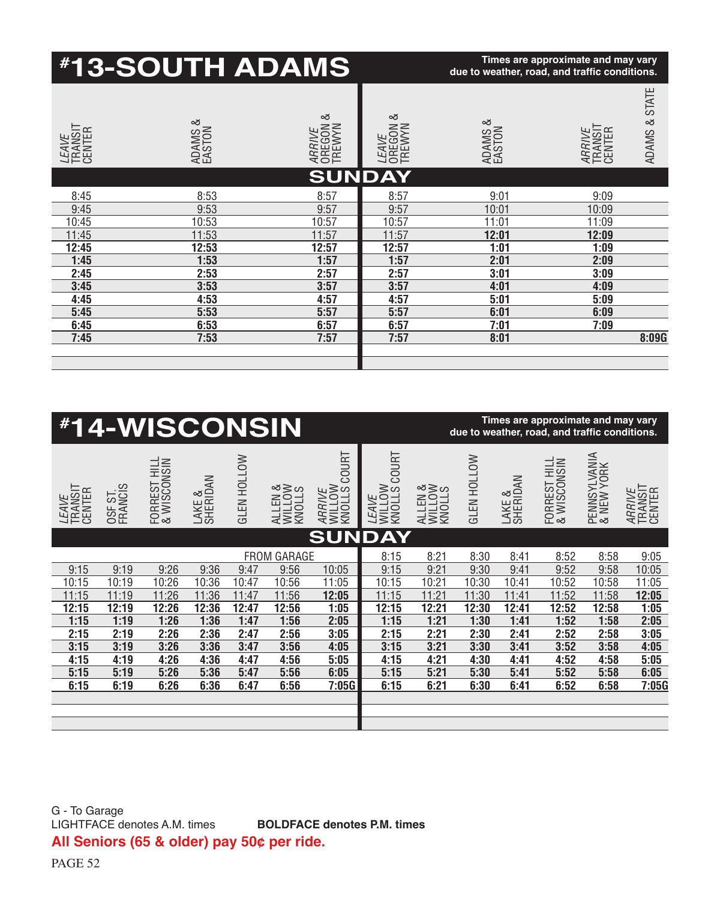# #13-SOUTH ADAMS

**Times are approximate and may vary due to weather, road, and traffic conditions.**

| *LEAVE* TRANSIT CENTER | ADAMS & EASTON | *ARRIVE* OREGON & TREWYN | *LEAVE* OREGON & TREWYN | ADAMS & EASTON | *ARRIVE* TRANSIT CENTER | ADAMS & STATE |
|---|---|---|---|---|---|---|
| **SUNDAY** | | | | | | |
| 8:45 | 8:53 | 8:57 | 8:57 | 9:01 | 9:09 | |
| 9:45 | 9:53 | 9:57 | 9:57 | 10:01 | 10:09 | |
| 10:45 | 10:53 | 10:57 | 10:57 | 11:01 | 11:09 | |
| 11:45 | 11:53 | 11:57 | 11:57 | **12:01** | **12:09** | |
| **12:45** | **12:53** | **12:57** | **12:57** | **1:01** | **1:09** | |
| **1:45** | **1:53** | **1:57** | **1:57** | **2:01** | **2:09** | |
| **2:45** | **2:53** | **2:57** | **2:57** | **3:01** | **3:09** | |
| **3:45** | **3:53** | **3:57** | **3:57** | **4:01** | **4:09** | |
| **4:45** | **4:53** | **4:57** | **4:57** | **5:01** | **5:09** | |
| **5:45** | **5:53** | **5:57** | **5:57** | **6:01** | **6:09** | |
| **6:45** | **6:53** | **6:57** | **6:57** | **7:01** | **7:09** | |
| **7:45** | **7:53** | **7:57** | **7:57** | **8:01** | | **8:09G** |

# #14-WISCONSIN

**Times are approximate and may vary due to weather, road, and traffic conditions.**

| *LEAVE* TRANSIT CENTER | OSF ST. FRANCIS | FORREST HILL & WISCONSIN | LAKE & SHERIDAN | GLEN HOLLOW | ALLEN & WILLOW KNOLLS | *ARRIVE* WILLOW KNOLLS COURT | *LEAVE* WILLOW KNOLLS COURT | ALLEN & WILLOW KNOLLS | GLEN HOLLOW | LAKE & SHERIDAN | FORREST HILL & WISCONSIN | PENNSYLVANIA & NEW YORK | *ARRIVE* TRANSIT CENTER |
|---|---|---|---|---|---|---|---|---|---|---|---|---|---|
| **SUNDAY** | | | | | | | | | | | | | |
| | | | | FROM GARAGE | | | 8:15 | 8:21 | 8:30 | 8:41 | 8:52 | 8:58 | 9:05 |
| 9:15 | 9:19 | 9:26 | 9:36 | 9:47 | 9:56 | 10:05 | 9:15 | 9:21 | 9:30 | 9:41 | 9:52 | 9:58 | 10:05 |
| 10:15 | 10:19 | 10:26 | 10:36 | 10:47 | 10:56 | 11:05 | 10:15 | 10:21 | 10:30 | 10:41 | 10:52 | 10:58 | 11:05 |
| 11:15 | 11:19 | 11:26 | 11:36 | 11:47 | 11:56 | **12:05** | 11:15 | 11:21 | 11:30 | 11:41 | 11:52 | 11:58 | **12:05** |
| **12:15** | **12:19** | **12:26** | **12:36** | **12:47** | **12:56** | **1:05** | **12:15** | **12:21** | **12:30** | **12:41** | **12:52** | **12:58** | **1:05** |
| **1:15** | **1:19** | **1:26** | **1:36** | **1:47** | **1:56** | **2:05** | **1:15** | **1:21** | **1:30** | **1:41** | **1:52** | **1:58** | **2:05** |
| **2:15** | **2:19** | **2:26** | **2:36** | **2:47** | **2:56** | **3:05** | **2:15** | **2:21** | **2:30** | **2:41** | **2:52** | **2:58** | **3:05** |
| **3:15** | **3:19** | **3:26** | **3:36** | **3:47** | **3:56** | **4:05** | **3:15** | **3:21** | **3:30** | **3:41** | **3:52** | **3:58** | **4:05** |
| **4:15** | **4:19** | **4:26** | **4:36** | **4:47** | **4:56** | **5:05** | **4:15** | **4:21** | **4:30** | **4:41** | **4:52** | **4:58** | **5:05** |
| **5:15** | **5:19** | **5:26** | **5:36** | **5:47** | **5:56** | **6:05** | **5:15** | **5:21** | **5:30** | **5:41** | **5:52** | **5:58** | **6:05** |
| **6:15** | **6:19** | **6:26** | **6:36** | **6:47** | **6:56** | **7:05G** | **6:15** | **6:21** | **6:30** | **6:41** | **6:52** | **6:58** | **7:05G** |

G - To Garage

LIGHTFACE denotes A.M. times **BOLDFACE denotes P.M. times**

**All Seniors (65 & older) pay 50¢ per ride.**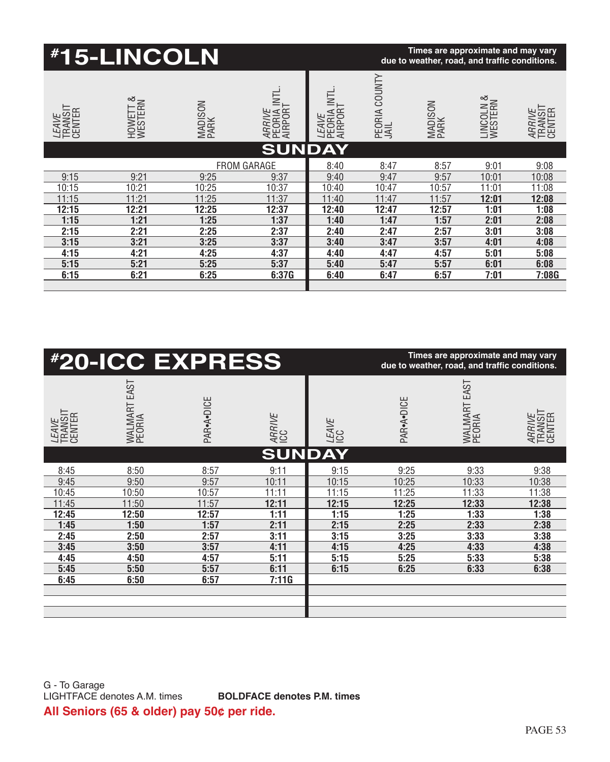# #15-LINCOLN

**Times are approximate and may vary due to weather, road, and traffic conditions.**

| *LEAVE* TRANSIT CENTER | HOWETT & WESTERN | MADISON PARK | *ARRIVE* PEORIA INTL. AIRPORT | *LEAVE* PEORIA INTL. AIRPORT | PEORIA COUNTY JAIL | MADISON PARK | LINCOLN & WESTERN | *ARRIVE* TRANSIT CENTER |
|---|---|---|---|---|---|---|---|---|
| **SUNDAY** | | | | | | | | |
| | | FROM GARAGE | | 8:40 | 8:47 | 8:57 | 9:01 | 9:08 |
| 9:15 | 9:21 | 9:25 | 9:37 | 9:40 | 9:47 | 9:57 | 10:01 | 10:08 |
| 10:15 | 10:21 | 10:25 | 10:37 | 10:40 | 10:47 | 10:57 | 11:01 | 11:08 |
| 11:15 | 11:21 | 11:25 | 11:37 | 11:40 | 11:47 | 11:57 | **12:01** | **12:08** |
| **12:15** | **12:21** | **12:25** | **12:37** | **12:40** | **12:47** | **12:57** | **1:01** | **1:08** |
| **1:15** | **1:21** | **1:25** | **1:37** | **1:40** | **1:47** | **1:57** | **2:01** | **2:08** |
| **2:15** | **2:21** | **2:25** | **2:37** | **2:40** | **2:47** | **2:57** | **3:01** | **3:08** |
| **3:15** | **3:21** | **3:25** | **3:37** | **3:40** | **3:47** | **3:57** | **4:01** | **4:08** |
| **4:15** | **4:21** | **4:25** | **4:37** | **4:40** | **4:47** | **4:57** | **5:01** | **5:08** |
| **5:15** | **5:21** | **5:25** | **5:37** | **5:40** | **5:47** | **5:57** | **6:01** | **6:08** |
| **6:15** | **6:21** | **6:25** | **6:37G** | **6:40** | **6:47** | **6:57** | **7:01** | **7:08G** |

# #20-ICC EXPRESS

**Times are approximate and may vary due to weather, road, and traffic conditions.**

| *LEAVE* TRANSIT CENTER | WALMART EAST PEORIA | PAR•A•DICE | *ARRIVE* ICC | *LEAVE* ICC | PAR•A•DICE | WALMART EAST PEORIA | *ARRIVE* TRANSIT CENTER |
|---|---|---|---|---|---|---|---|
| **SUNDAY** | | | | | | | |
| 8:45 | 8:50 | 8:57 | 9:11 | 9:15 | 9:25 | 9:33 | 9:38 |
| 9:45 | 9:50 | 9:57 | 10:11 | 10:15 | 10:25 | 10:33 | 10:38 |
| 10:45 | 10:50 | 10:57 | 11:11 | 11:15 | 11:25 | 11:33 | 11:38 |
| 11:45 | 11:50 | 11:57 | **12:11** | **12:15** | **12:25** | **12:33** | **12:38** |
| **12:45** | **12:50** | **12:57** | **1:11** | **1:15** | **1:25** | **1:33** | **1:38** |
| **1:45** | **1:50** | **1:57** | **2:11** | **2:15** | **2:25** | **2:33** | **2:38** |
| **2:45** | **2:50** | **2:57** | **3:11** | **3:15** | **3:25** | **3:33** | **3:38** |
| **3:45** | **3:50** | **3:57** | **4:11** | **4:15** | **4:25** | **4:33** | **4:38** |
| **4:45** | **4:50** | **4:57** | **5:11** | **5:15** | **5:25** | **5:33** | **5:38** |
| **5:45** | **5:50** | **5:57** | **6:11** | **6:15** | **6:25** | **6:33** | **6:38** |
| **6:45** | **6:50** | **6:57** | **7:11G** | | | | |

G - To Garage
LIGHTFACE denotes A.M. times **BOLDFACE denotes P.M. times**

**All Seniors (65 & older) pay 50¢ per ride.**